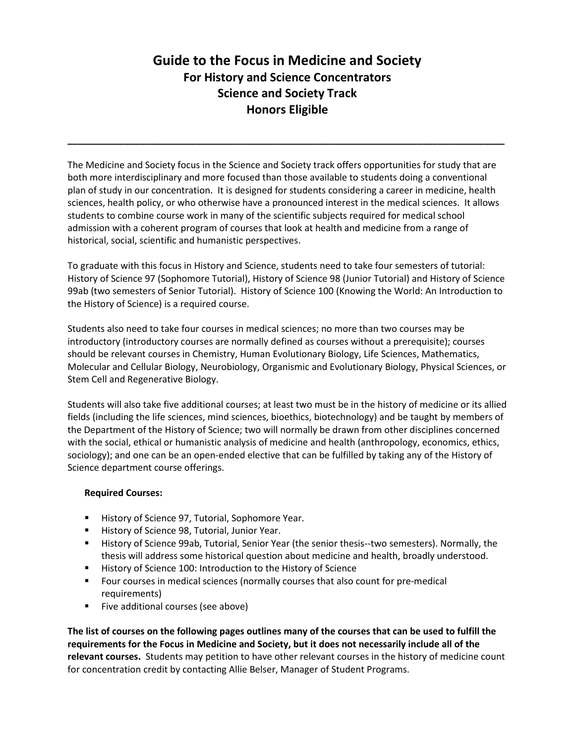# Guide to the Focus in Medicine and Society

## For History and Science Concentrators
## Science and Society Track
## Honors Eligible

---

The Medicine and Society focus in the Science and Society track offers opportunities for study that are both more interdisciplinary and more focused than those available to students doing a conventional plan of study in our concentration. It is designed for students considering a career in medicine, health sciences, health policy, or who otherwise have a pronounced interest in the medical sciences. It allows students to combine course work in many of the scientific subjects required for medical school admission with a coherent program of courses that look at health and medicine from a range of historical, social, scientific and humanistic perspectives.

To graduate with this focus in History and Science, students need to take four semesters of tutorial: History of Science 97 (Sophomore Tutorial), History of Science 98 (Junior Tutorial) and History of Science 99ab (two semesters of Senior Tutorial). History of Science 100 (Knowing the World: An Introduction to the History of Science) is a required course.

Students also need to take four courses in medical sciences; no more than two courses may be introductory (introductory courses are normally defined as courses without a prerequisite); courses should be relevant courses in Chemistry, Human Evolutionary Biology, Life Sciences, Mathematics, Molecular and Cellular Biology, Neurobiology, Organismic and Evolutionary Biology, Physical Sciences, or Stem Cell and Regenerative Biology.

Students will also take five additional courses; at least two must be in the history of medicine or its allied fields (including the life sciences, mind sciences, bioethics, biotechnology) and be taught by members of the Department of the History of Science; two will normally be drawn from other disciplines concerned with the social, ethical or humanistic analysis of medicine and health (anthropology, economics, ethics, sociology); and one can be an open-ended elective that can be fulfilled by taking any of the History of Science department course offerings.

**Required Courses:**

- History of Science 97, Tutorial, Sophomore Year.
- History of Science 98, Tutorial, Junior Year.
- History of Science 99ab, Tutorial, Senior Year (the senior thesis--two semesters). Normally, the thesis will address some historical question about medicine and health, broadly understood.
- History of Science 100: Introduction to the History of Science
- Four courses in medical sciences (normally courses that also count for pre-medical requirements)
- Five additional courses (see above)

**The list of courses on the following pages outlines many of the courses that can be used to fulfill the requirements for the Focus in Medicine and Society, but it does not necessarily include all of the relevant courses.** Students may petition to have other relevant courses in the history of medicine count for concentration credit by contacting Allie Belser, Manager of Student Programs.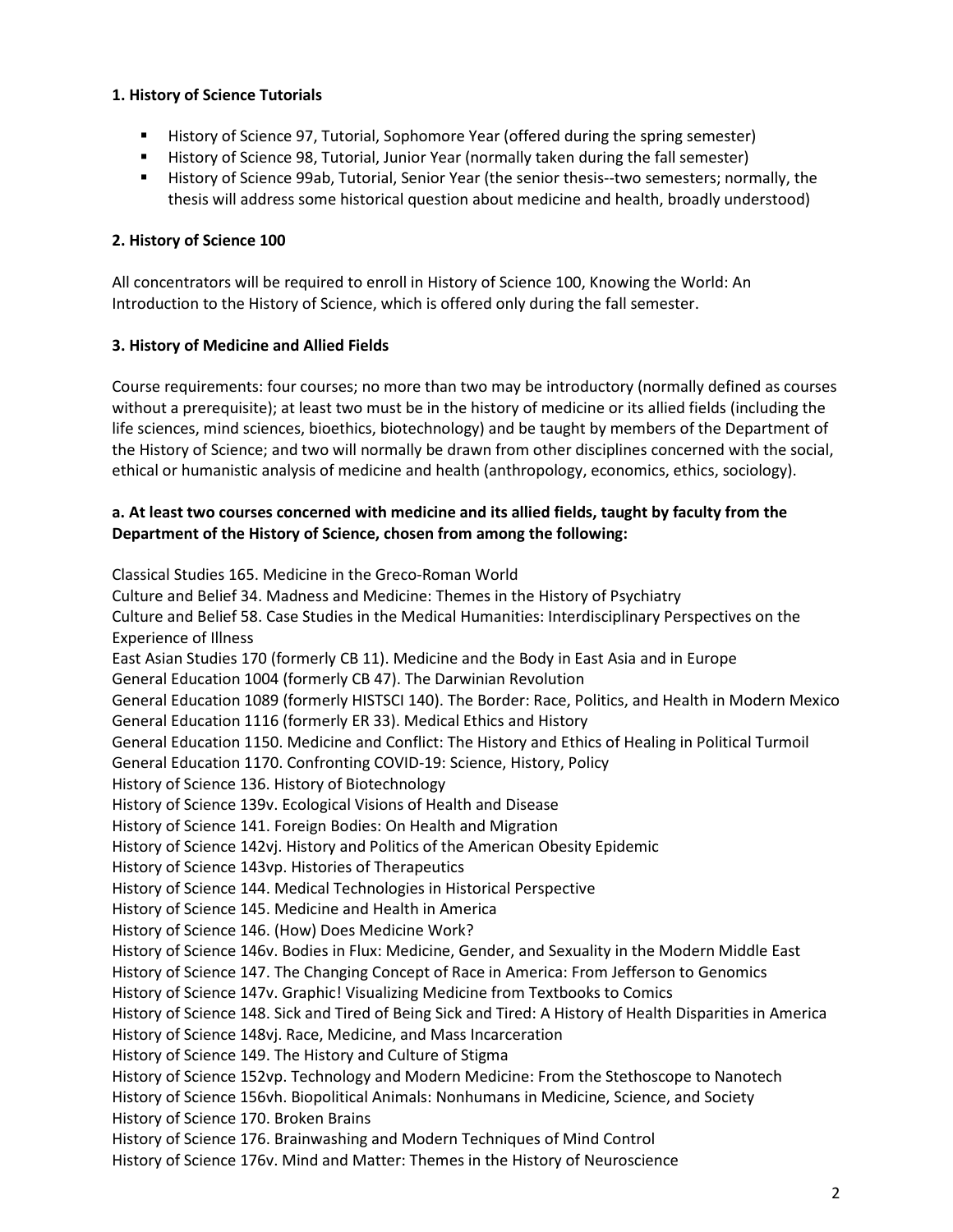### 1. History of Science Tutorials

- History of Science 97, Tutorial, Sophomore Year (offered during the spring semester)
- History of Science 98, Tutorial, Junior Year (normally taken during the fall semester)
- History of Science 99ab, Tutorial, Senior Year (the senior thesis--two semesters; normally, the thesis will address some historical question about medicine and health, broadly understood)

### 2. History of Science 100

All concentrators will be required to enroll in History of Science 100, Knowing the World: An Introduction to the History of Science, which is offered only during the fall semester.

### 3. History of Medicine and Allied Fields

Course requirements: four courses; no more than two may be introductory (normally defined as courses without a prerequisite); at least two must be in the history of medicine or its allied fields (including the life sciences, mind sciences, bioethics, biotechnology) and be taught by members of the Department of the History of Science; and two will normally be drawn from other disciplines concerned with the social, ethical or humanistic analysis of medicine and health (anthropology, economics, ethics, sociology).

#### a. At least two courses concerned with medicine and its allied fields, taught by faculty from the Department of the History of Science, chosen from among the following:

Classical Studies 165. Medicine in the Greco-Roman World
Culture and Belief 34. Madness and Medicine: Themes in the History of Psychiatry
Culture and Belief 58. Case Studies in the Medical Humanities: Interdisciplinary Perspectives on the Experience of Illness
East Asian Studies 170 (formerly CB 11). Medicine and the Body in East Asia and in Europe
General Education 1004 (formerly CB 47). The Darwinian Revolution
General Education 1089 (formerly HISTSCI 140). The Border: Race, Politics, and Health in Modern Mexico
General Education 1116 (formerly ER 33). Medical Ethics and History
General Education 1150. Medicine and Conflict: The History and Ethics of Healing in Political Turmoil
General Education 1170. Confronting COVID-19: Science, History, Policy
History of Science 136. History of Biotechnology
History of Science 139v. Ecological Visions of Health and Disease
History of Science 141. Foreign Bodies: On Health and Migration
History of Science 142vj. History and Politics of the American Obesity Epidemic
History of Science 143vp. Histories of Therapeutics
History of Science 144. Medical Technologies in Historical Perspective
History of Science 145. Medicine and Health in America
History of Science 146. (How) Does Medicine Work?
History of Science 146v. Bodies in Flux: Medicine, Gender, and Sexuality in the Modern Middle East
History of Science 147. The Changing Concept of Race in America: From Jefferson to Genomics
History of Science 147v. Graphic! Visualizing Medicine from Textbooks to Comics
History of Science 148. Sick and Tired of Being Sick and Tired: A History of Health Disparities in America
History of Science 148vj. Race, Medicine, and Mass Incarceration
History of Science 149. The History and Culture of Stigma
History of Science 152vp. Technology and Modern Medicine: From the Stethoscope to Nanotech
History of Science 156vh. Biopolitical Animals: Nonhumans in Medicine, Science, and Society
History of Science 170. Broken Brains
History of Science 176. Brainwashing and Modern Techniques of Mind Control
History of Science 176v. Mind and Matter: Themes in the History of Neuroscience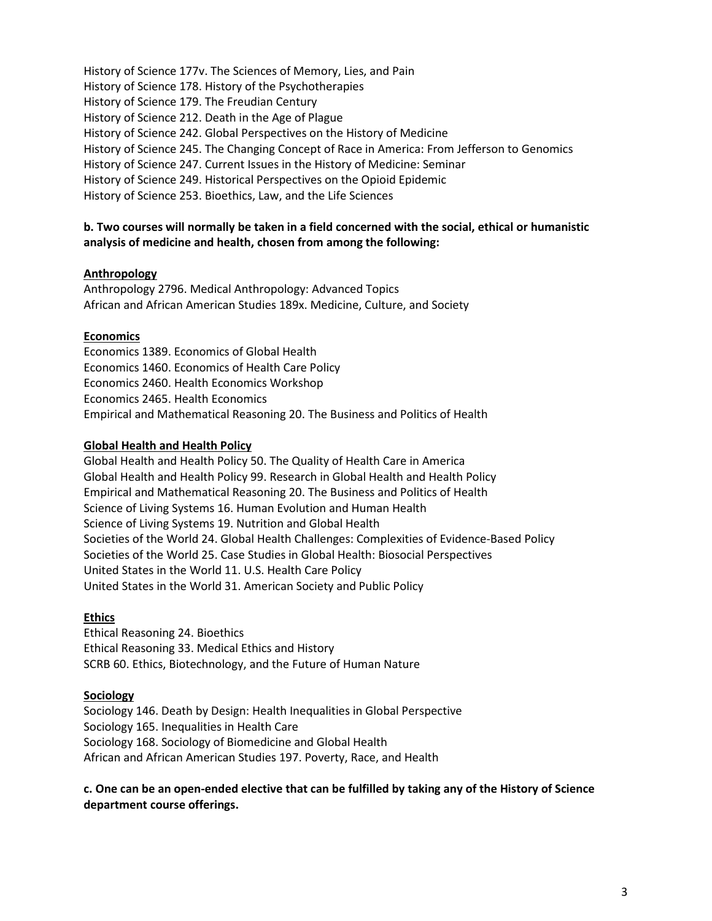History of Science 177v. The Sciences of Memory, Lies, and Pain
History of Science 178. History of the Psychotherapies
History of Science 179. The Freudian Century
History of Science 212. Death in the Age of Plague
History of Science 242. Global Perspectives on the History of Medicine
History of Science 245. The Changing Concept of Race in America: From Jefferson to Genomics
History of Science 247. Current Issues in the History of Medicine: Seminar
History of Science 249. Historical Perspectives on the Opioid Epidemic
History of Science 253. Bioethics, Law, and the Life Sciences

**b. Two courses will normally be taken in a field concerned with the social, ethical or humanistic analysis of medicine and health, chosen from among the following:**

**Anthropology**
Anthropology 2796. Medical Anthropology: Advanced Topics
African and African American Studies 189x. Medicine, Culture, and Society

**Economics**
Economics 1389. Economics of Global Health
Economics 1460. Economics of Health Care Policy
Economics 2460. Health Economics Workshop
Economics 2465. Health Economics
Empirical and Mathematical Reasoning 20. The Business and Politics of Health

**Global Health and Health Policy**
Global Health and Health Policy 50. The Quality of Health Care in America
Global Health and Health Policy 99. Research in Global Health and Health Policy
Empirical and Mathematical Reasoning 20. The Business and Politics of Health
Science of Living Systems 16. Human Evolution and Human Health
Science of Living Systems 19. Nutrition and Global Health
Societies of the World 24. Global Health Challenges: Complexities of Evidence-Based Policy
Societies of the World 25. Case Studies in Global Health: Biosocial Perspectives
United States in the World 11. U.S. Health Care Policy
United States in the World 31. American Society and Public Policy

**Ethics**
Ethical Reasoning 24. Bioethics
Ethical Reasoning 33. Medical Ethics and History
SCRB 60. Ethics, Biotechnology, and the Future of Human Nature

**Sociology**
Sociology 146. Death by Design: Health Inequalities in Global Perspective
Sociology 165. Inequalities in Health Care
Sociology 168. Sociology of Biomedicine and Global Health
African and African American Studies 197. Poverty, Race, and Health

**c. One can be an open-ended elective that can be fulfilled by taking any of the History of Science department course offerings.**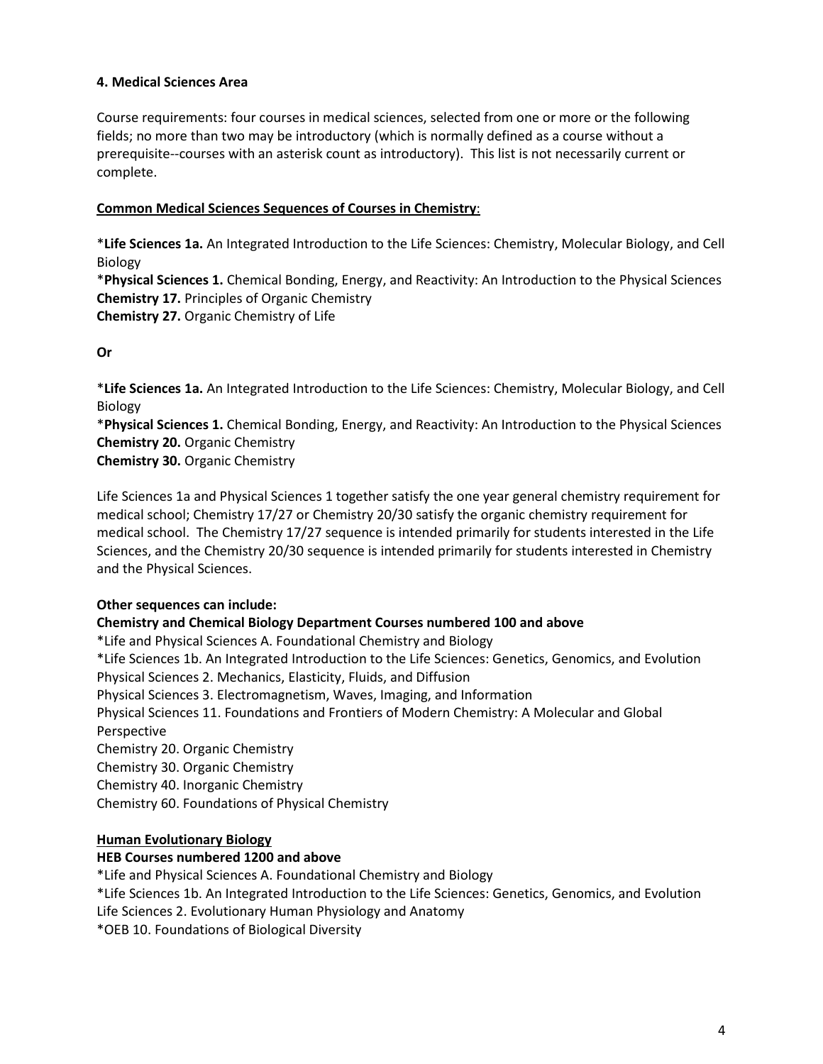#### 4. Medical Sciences Area

Course requirements: four courses in medical sciences, selected from one or more or the following fields; no more than two may be introductory (which is normally defined as a course without a prerequisite--courses with an asterisk count as introductory). This list is not necessarily current or complete.

**Common Medical Sciences Sequences of Courses in Chemistry**:

*__Life Sciences 1a.__ An Integrated Introduction to the Life Sciences: Chemistry, Molecular Biology, and Cell Biology
*__Physical Sciences 1.__ Chemical Bonding, Energy, and Reactivity: An Introduction to the Physical Sciences
**Chemistry 17.** Principles of Organic Chemistry
**Chemistry 27.** Organic Chemistry of Life

**Or**

*__Life Sciences 1a.__ An Integrated Introduction to the Life Sciences: Chemistry, Molecular Biology, and Cell Biology
*__Physical Sciences 1.__ Chemical Bonding, Energy, and Reactivity: An Introduction to the Physical Sciences
**Chemistry 20.** Organic Chemistry
**Chemistry 30.** Organic Chemistry

Life Sciences 1a and Physical Sciences 1 together satisfy the one year general chemistry requirement for medical school; Chemistry 17/27 or Chemistry 20/30 satisfy the organic chemistry requirement for medical school. The Chemistry 17/27 sequence is intended primarily for students interested in the Life Sciences, and the Chemistry 20/30 sequence is intended primarily for students interested in Chemistry and the Physical Sciences.

**Other sequences can include:**
**Chemistry and Chemical Biology Department Courses numbered 100 and above**
*Life and Physical Sciences A. Foundational Chemistry and Biology
*Life Sciences 1b. An Integrated Introduction to the Life Sciences: Genetics, Genomics, and Evolution
Physical Sciences 2. Mechanics, Elasticity, Fluids, and Diffusion
Physical Sciences 3. Electromagnetism, Waves, Imaging, and Information
Physical Sciences 11. Foundations and Frontiers of Modern Chemistry: A Molecular and Global Perspective
Chemistry 20. Organic Chemistry
Chemistry 30. Organic Chemistry
Chemistry 40. Inorganic Chemistry
Chemistry 60. Foundations of Physical Chemistry

**Human Evolutionary Biology**
**HEB Courses numbered 1200 and above**
*Life and Physical Sciences A. Foundational Chemistry and Biology
*Life Sciences 1b. An Integrated Introduction to the Life Sciences: Genetics, Genomics, and Evolution
Life Sciences 2. Evolutionary Human Physiology and Anatomy
*OEB 10. Foundations of Biological Diversity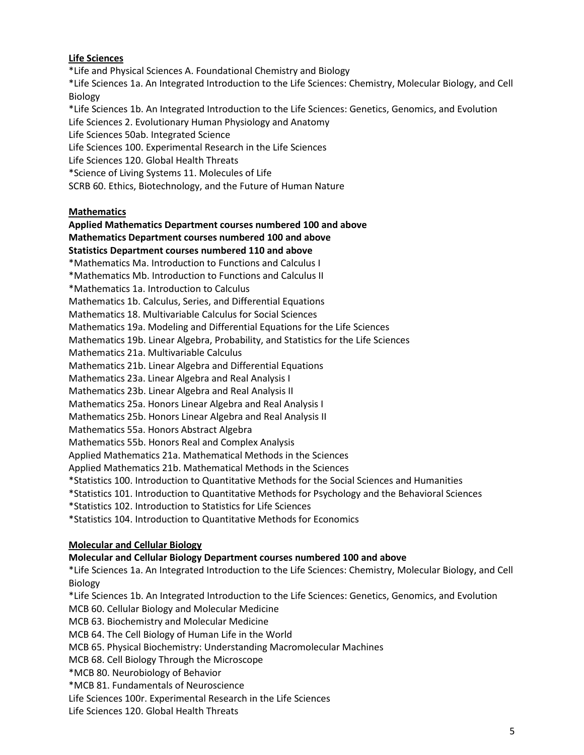**Life Sciences**

*Life and Physical Sciences A. Foundational Chemistry and Biology
*Life Sciences 1a. An Integrated Introduction to the Life Sciences: Chemistry, Molecular Biology, and Cell Biology
*Life Sciences 1b. An Integrated Introduction to the Life Sciences: Genetics, Genomics, and Evolution
Life Sciences 2. Evolutionary Human Physiology and Anatomy
Life Sciences 50ab. Integrated Science
Life Sciences 100. Experimental Research in the Life Sciences
Life Sciences 120. Global Health Threats
*Science of Living Systems 11. Molecules of Life
SCRB 60. Ethics, Biotechnology, and the Future of Human Nature

**Mathematics**

**Applied Mathematics Department courses numbered 100 and above**
**Mathematics Department courses numbered 100 and above**
**Statistics Department courses numbered 110 and above**
*Mathematics Ma. Introduction to Functions and Calculus I
*Mathematics Mb. Introduction to Functions and Calculus II
*Mathematics 1a. Introduction to Calculus
Mathematics 1b. Calculus, Series, and Differential Equations
Mathematics 18. Multivariable Calculus for Social Sciences
Mathematics 19a. Modeling and Differential Equations for the Life Sciences
Mathematics 19b. Linear Algebra, Probability, and Statistics for the Life Sciences
Mathematics 21a. Multivariable Calculus
Mathematics 21b. Linear Algebra and Differential Equations
Mathematics 23a. Linear Algebra and Real Analysis I
Mathematics 23b. Linear Algebra and Real Analysis II
Mathematics 25a. Honors Linear Algebra and Real Analysis I
Mathematics 25b. Honors Linear Algebra and Real Analysis II
Mathematics 55a. Honors Abstract Algebra
Mathematics 55b. Honors Real and Complex Analysis
Applied Mathematics 21a. Mathematical Methods in the Sciences
Applied Mathematics 21b. Mathematical Methods in the Sciences
*Statistics 100. Introduction to Quantitative Methods for the Social Sciences and Humanities
*Statistics 101. Introduction to Quantitative Methods for Psychology and the Behavioral Sciences
*Statistics 102. Introduction to Statistics for Life Sciences
*Statistics 104. Introduction to Quantitative Methods for Economics

**Molecular and Cellular Biology**

**Molecular and Cellular Biology Department courses numbered 100 and above**
*Life Sciences 1a. An Integrated Introduction to the Life Sciences: Chemistry, Molecular Biology, and Cell Biology
*Life Sciences 1b. An Integrated Introduction to the Life Sciences: Genetics, Genomics, and Evolution
MCB 60. Cellular Biology and Molecular Medicine
MCB 63. Biochemistry and Molecular Medicine
MCB 64. The Cell Biology of Human Life in the World
MCB 65. Physical Biochemistry: Understanding Macromolecular Machines
MCB 68. Cell Biology Through the Microscope
*MCB 80. Neurobiology of Behavior
*MCB 81. Fundamentals of Neuroscience
Life Sciences 100r. Experimental Research in the Life Sciences
Life Sciences 120. Global Health Threats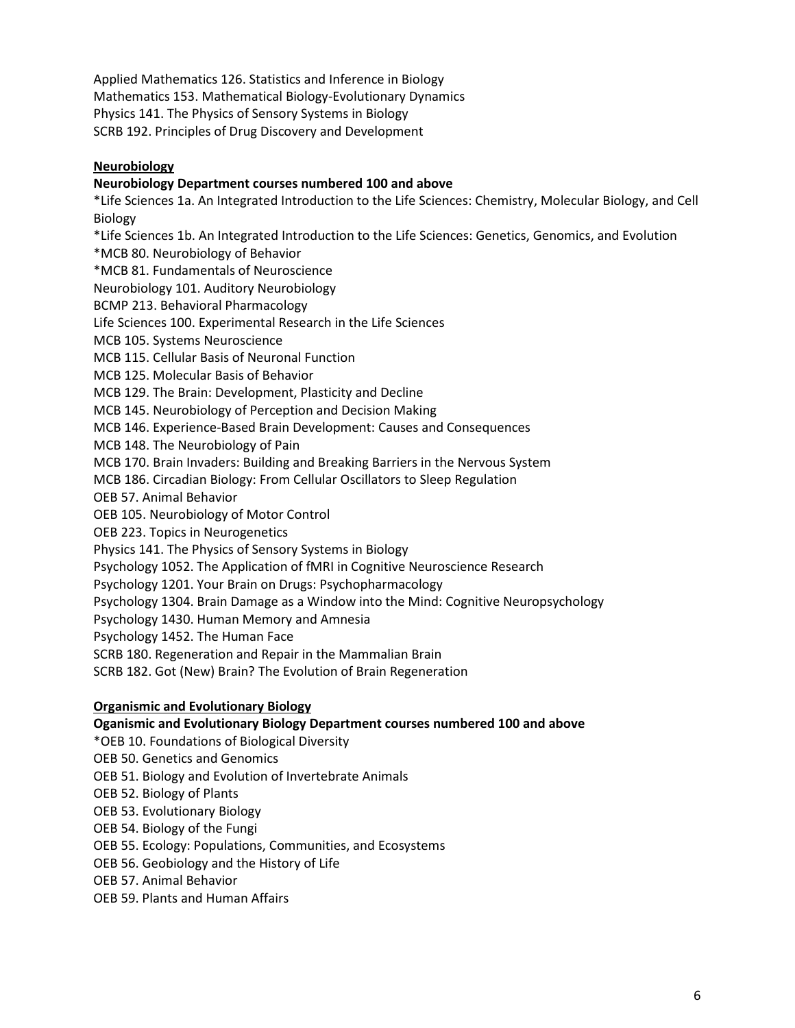Applied Mathematics 126. Statistics and Inference in Biology  
Mathematics 153. Mathematical Biology-Evolutionary Dynamics  
Physics 141. The Physics of Sensory Systems in Biology  
SCRB 192. Principles of Drug Discovery and Development

**Neurobiology**

**Neurobiology Department courses numbered 100 and above**

*Life Sciences 1a. An Integrated Introduction to the Life Sciences: Chemistry, Molecular Biology, and Cell Biology  
*Life Sciences 1b. An Integrated Introduction to the Life Sciences: Genetics, Genomics, and Evolution  
*MCB 80. Neurobiology of Behavior  
*MCB 81. Fundamentals of Neuroscience  
Neurobiology 101. Auditory Neurobiology  
BCMP 213. Behavioral Pharmacology  
Life Sciences 100. Experimental Research in the Life Sciences  
MCB 105. Systems Neuroscience  
MCB 115. Cellular Basis of Neuronal Function  
MCB 125. Molecular Basis of Behavior  
MCB 129. The Brain: Development, Plasticity and Decline  
MCB 145. Neurobiology of Perception and Decision Making  
MCB 146. Experience-Based Brain Development: Causes and Consequences  
MCB 148. The Neurobiology of Pain  
MCB 170. Brain Invaders: Building and Breaking Barriers in the Nervous System  
MCB 186. Circadian Biology: From Cellular Oscillators to Sleep Regulation  
OEB 57. Animal Behavior  
OEB 105. Neurobiology of Motor Control  
OEB 223. Topics in Neurogenetics  
Physics 141. The Physics of Sensory Systems in Biology  
Psychology 1052. The Application of fMRI in Cognitive Neuroscience Research  
Psychology 1201. Your Brain on Drugs: Psychopharmacology  
Psychology 1304. Brain Damage as a Window into the Mind: Cognitive Neuropsychology  
Psychology 1430. Human Memory and Amnesia  
Psychology 1452. The Human Face  
SCRB 180. Regeneration and Repair in the Mammalian Brain  
SCRB 182. Got (New) Brain? The Evolution of Brain Regeneration

**Organismic and Evolutionary Biology**

**Oganismic and Evolutionary Biology Department courses numbered 100 and above**

*OEB 10. Foundations of Biological Diversity  
OEB 50. Genetics and Genomics  
OEB 51. Biology and Evolution of Invertebrate Animals  
OEB 52. Biology of Plants  
OEB 53. Evolutionary Biology  
OEB 54. Biology of the Fungi  
OEB 55. Ecology: Populations, Communities, and Ecosystems  
OEB 56. Geobiology and the History of Life  
OEB 57. Animal Behavior  
OEB 59. Plants and Human Affairs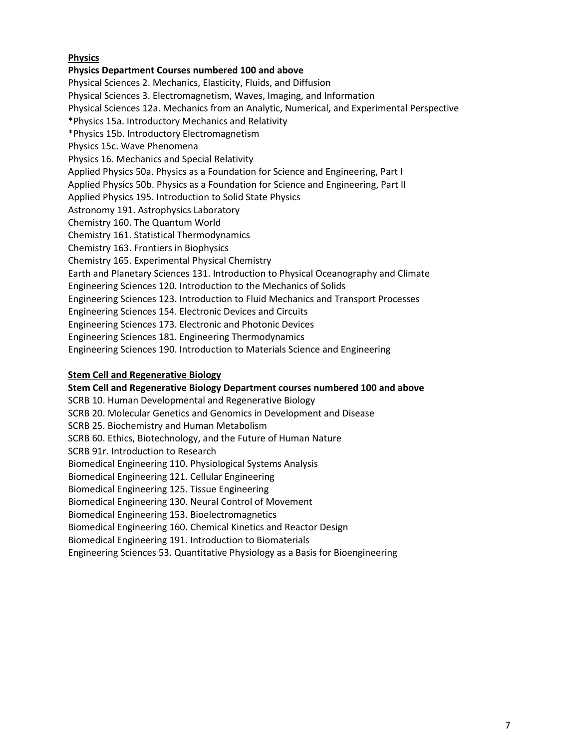**Physics**

**Physics Department Courses numbered 100 and above**

Physical Sciences 2. Mechanics, Elasticity, Fluids, and Diffusion
Physical Sciences 3. Electromagnetism, Waves, Imaging, and Information
Physical Sciences 12a. Mechanics from an Analytic, Numerical, and Experimental Perspective
*Physics 15a. Introductory Mechanics and Relativity
*Physics 15b. Introductory Electromagnetism
Physics 15c. Wave Phenomena
Physics 16. Mechanics and Special Relativity
Applied Physics 50a. Physics as a Foundation for Science and Engineering, Part I
Applied Physics 50b. Physics as a Foundation for Science and Engineering, Part II
Applied Physics 195. Introduction to Solid State Physics
Astronomy 191. Astrophysics Laboratory
Chemistry 160. The Quantum World
Chemistry 161. Statistical Thermodynamics
Chemistry 163. Frontiers in Biophysics
Chemistry 165. Experimental Physical Chemistry
Earth and Planetary Sciences 131. Introduction to Physical Oceanography and Climate
Engineering Sciences 120. Introduction to the Mechanics of Solids
Engineering Sciences 123. Introduction to Fluid Mechanics and Transport Processes
Engineering Sciences 154. Electronic Devices and Circuits
Engineering Sciences 173. Electronic and Photonic Devices
Engineering Sciences 181. Engineering Thermodynamics
Engineering Sciences 190. Introduction to Materials Science and Engineering

**Stem Cell and Regenerative Biology**

**Stem Cell and Regenerative Biology Department courses numbered 100 and above**

SCRB 10. Human Developmental and Regenerative Biology
SCRB 20. Molecular Genetics and Genomics in Development and Disease
SCRB 25. Biochemistry and Human Metabolism
SCRB 60. Ethics, Biotechnology, and the Future of Human Nature
SCRB 91r. Introduction to Research
Biomedical Engineering 110. Physiological Systems Analysis
Biomedical Engineering 121. Cellular Engineering
Biomedical Engineering 125. Tissue Engineering
Biomedical Engineering 130. Neural Control of Movement
Biomedical Engineering 153. Bioelectromagnetics
Biomedical Engineering 160. Chemical Kinetics and Reactor Design
Biomedical Engineering 191. Introduction to Biomaterials
Engineering Sciences 53. Quantitative Physiology as a Basis for Bioengineering